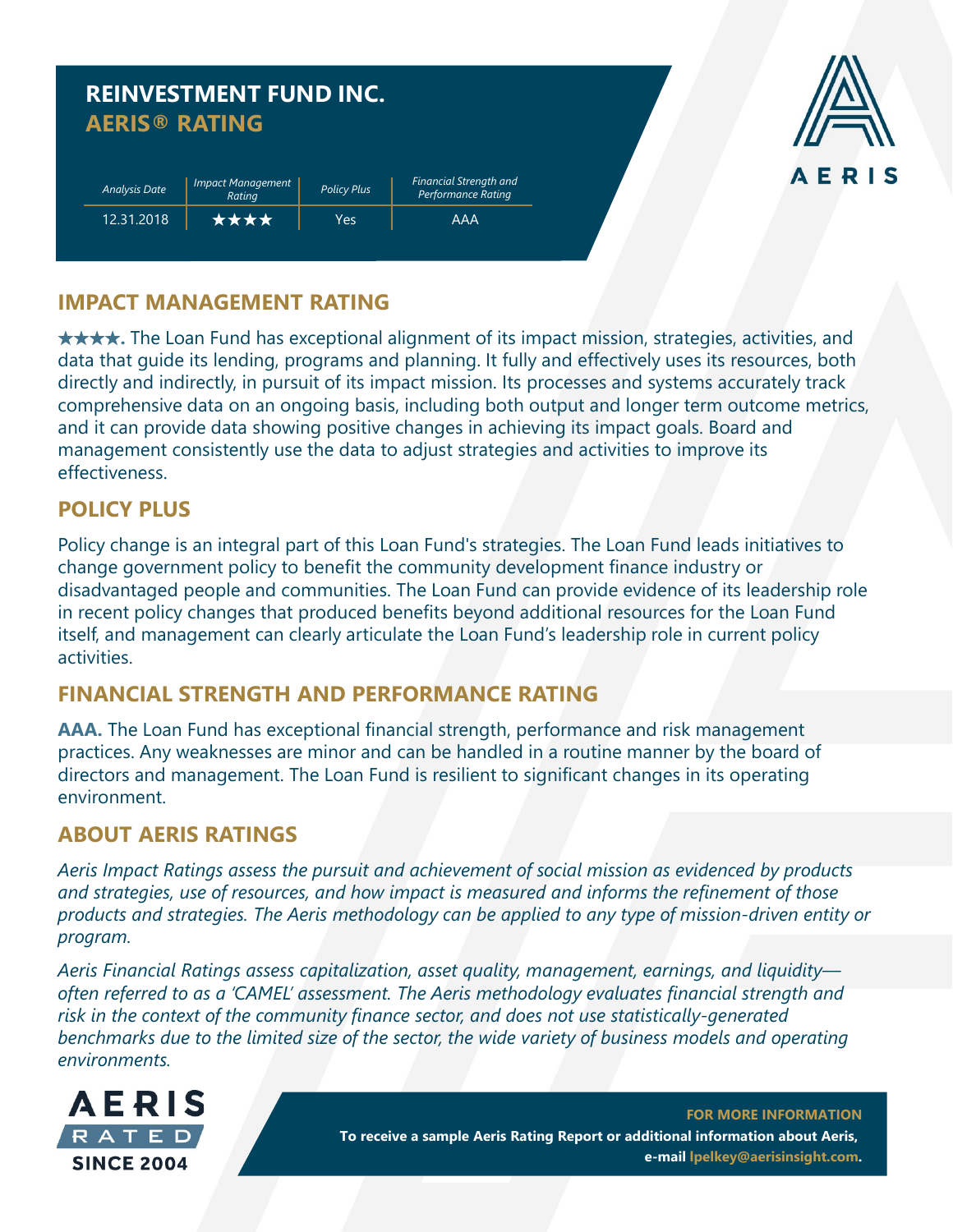# REINVESTMENT FUND INC.
## AERIS® RATING

| Analysis Date | Impact Management Rating | Policy Plus | Financial Strength and Performance Rating |
|---|---|---|---|
| 12.31.2018 | ★★★★ | Yes | AAA |

AERIS

## IMPACT MANAGEMENT RATING

**★★★★.** The Loan Fund has exceptional alignment of its impact mission, strategies, activities, and data that guide its lending, programs and planning. It fully and effectively uses its resources, both directly and indirectly, in pursuit of its impact mission. Its processes and systems accurately track comprehensive data on an ongoing basis, including both output and longer term outcome metrics, and it can provide data showing positive changes in achieving its impact goals. Board and management consistently use the data to adjust strategies and activities to improve its effectiveness.

## POLICY PLUS

Policy change is an integral part of this Loan Fund's strategies. The Loan Fund leads initiatives to change government policy to benefit the community development finance industry or disadvantaged people and communities. The Loan Fund can provide evidence of its leadership role in recent policy changes that produced benefits beyond additional resources for the Loan Fund itself, and management can clearly articulate the Loan Fund's leadership role in current policy activities.

## FINANCIAL STRENGTH AND PERFORMANCE RATING

**AAA.** The Loan Fund has exceptional financial strength, performance and risk management practices. Any weaknesses are minor and can be handled in a routine manner by the board of directors and management. The Loan Fund is resilient to significant changes in its operating environment.

## ABOUT AERIS RATINGS

*Aeris Impact Ratings assess the pursuit and achievement of social mission as evidenced by products and strategies, use of resources, and how impact is measured and informs the refinement of those products and strategies. The Aeris methodology can be applied to any type of mission-driven entity or program.*

*Aeris Financial Ratings assess capitalization, asset quality, management, earnings, and liquidity—often referred to as a 'CAMEL' assessment. The Aeris methodology evaluates financial strength and risk in the context of the community finance sector, and does not use statistically-generated benchmarks due to the limited size of the sector, the wide variety of business models and operating environments.*

AERIS RATED SINCE 2004

**FOR MORE INFORMATION**

**To receive a sample Aeris Rating Report or additional information about Aeris, e-mail lpelkey@aerisinsight.com.**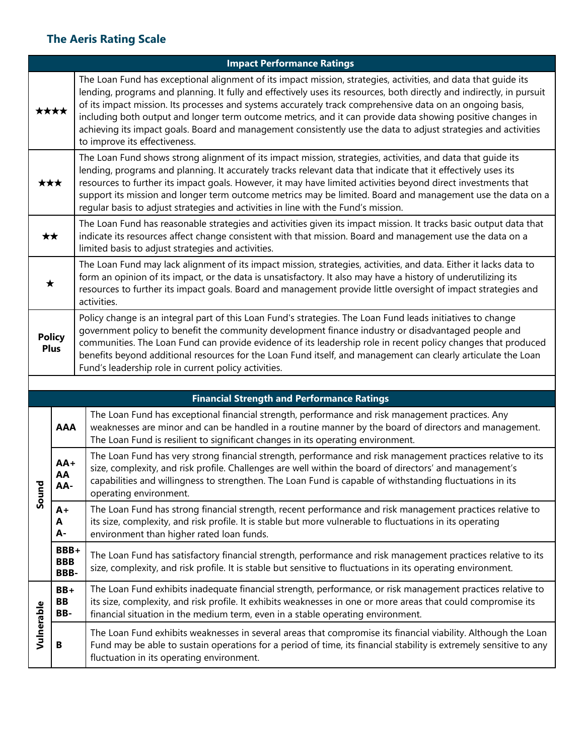## The Aeris Rating Scale

| Impact Performance Ratings | |
|---|---|
| ★★★★ | The Loan Fund has exceptional alignment of its impact mission, strategies, activities, and data that guide its lending, programs and planning. It fully and effectively uses its resources, both directly and indirectly, in pursuit of its impact mission. Its processes and systems accurately track comprehensive data on an ongoing basis, including both output and longer term outcome metrics, and it can provide data showing positive changes in achieving its impact goals. Board and management consistently use the data to adjust strategies and activities to improve its effectiveness. |
| ★★★ | The Loan Fund shows strong alignment of its impact mission, strategies, activities, and data that guide its lending, programs and planning. It accurately tracks relevant data that indicate that it effectively uses its resources to further its impact goals. However, it may have limited activities beyond direct investments that support its mission and longer term outcome metrics may be limited. Board and management use the data on a regular basis to adjust strategies and activities in line with the Fund's mission. |
| ★★ | The Loan Fund has reasonable strategies and activities given its impact mission. It tracks basic output data that indicate its resources affect change consistent with that mission. Board and management use the data on a limited basis to adjust strategies and activities. |
| ★ | The Loan Fund may lack alignment of its impact mission, strategies, activities, and data. Either it lacks data to form an opinion of its impact, or the data is unsatisfactory. It also may have a history of underutilizing its resources to further its impact goals. Board and management provide little oversight of impact strategies and activities. |
| **Policy Plus** | Policy change is an integral part of this Loan Fund's strategies. The Loan Fund leads initiatives to change government policy to benefit the community development finance industry or disadvantaged people and communities. The Loan Fund can provide evidence of its leadership role in recent policy changes that produced benefits beyond additional resources for the Loan Fund itself, and management can clearly articulate the Loan Fund's leadership role in current policy activities. |

| Financial Strength and Performance Ratings | | |
|---|---|---|
| **Sound** | **AAA** | The Loan Fund has exceptional financial strength, performance and risk management practices. Any weaknesses are minor and can be handled in a routine manner by the board of directors and management. The Loan Fund is resilient to significant changes in its operating environment. |
| | **AA+ AA AA-** | The Loan Fund has very strong financial strength, performance and risk management practices relative to its size, complexity, and risk profile. Challenges are well within the board of directors' and management's capabilities and willingness to strengthen. The Loan Fund is capable of withstanding fluctuations in its operating environment. |
| | **A+ A A-** | The Loan Fund has strong financial strength, recent performance and risk management practices relative to its size, complexity, and risk profile. It is stable but more vulnerable to fluctuations in its operating environment than higher rated loan funds. |
| | **BBB+ BBB BBB-** | The Loan Fund has satisfactory financial strength, performance and risk management practices relative to its size, complexity, and risk profile. It is stable but sensitive to fluctuations in its operating environment. |
| **Vulnerable** | **BB+ BB BB-** | The Loan Fund exhibits inadequate financial strength, performance, or risk management practices relative to its size, complexity, and risk profile. It exhibits weaknesses in one or more areas that could compromise its financial situation in the medium term, even in a stable operating environment. |
| | **B** | The Loan Fund exhibits weaknesses in several areas that compromise its financial viability. Although the Loan Fund may be able to sustain operations for a period of time, its financial stability is extremely sensitive to any fluctuation in its operating environment. |